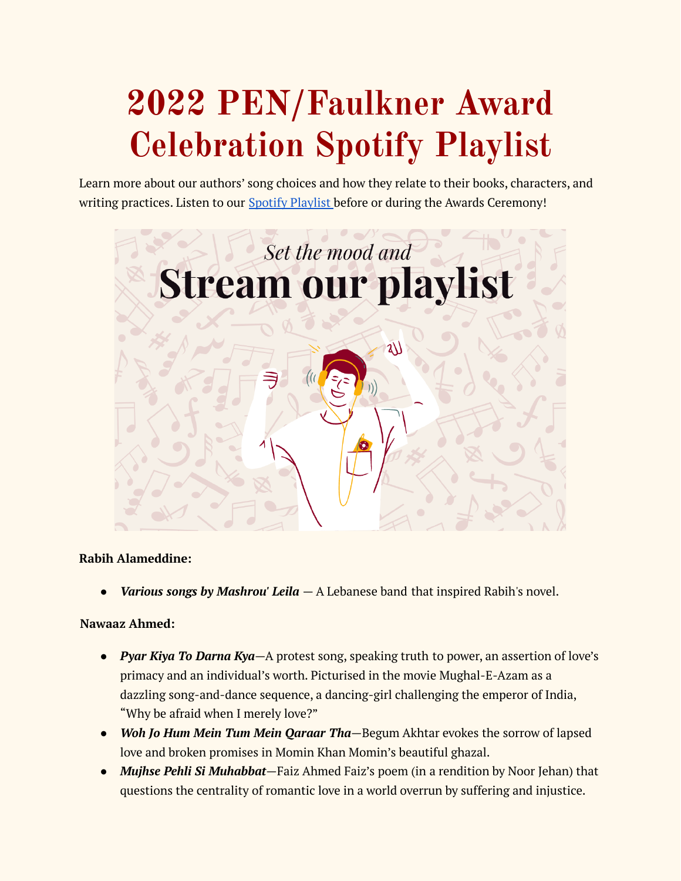# 2022 PEN/Faulkner Award Celebration Spotify Playlist

Learn more about our authors' song choices and how they relate to their books, characters, and writing practices. Listen to our [Spotify Playlist](#) before or during the Awards Ceremony!

**Rabih Alameddine:**

- ***Various songs by Mashrou' Leila*** — A Lebanese band that inspired Rabih's novel.

**Nawaaz Ahmed:**

- ***Pyar Kiya To Darna Kya***—A protest song, speaking truth to power, an assertion of love's primacy and an individual's worth. Picturised in the movie Mughal-E-Azam as a dazzling song-and-dance sequence, a dancing-girl challenging the emperor of India, "Why be afraid when I merely love?"
- ***Woh Jo Hum Mein Tum Mein Qaraar Tha***—Begum Akhtar evokes the sorrow of lapsed love and broken promises in Momin Khan Momin's beautiful ghazal.
- ***Mujhse Pehli Si Muhabbat***—Faiz Ahmed Faiz's poem (in a rendition by Noor Jehan) that questions the centrality of romantic love in a world overrun by suffering and injustice.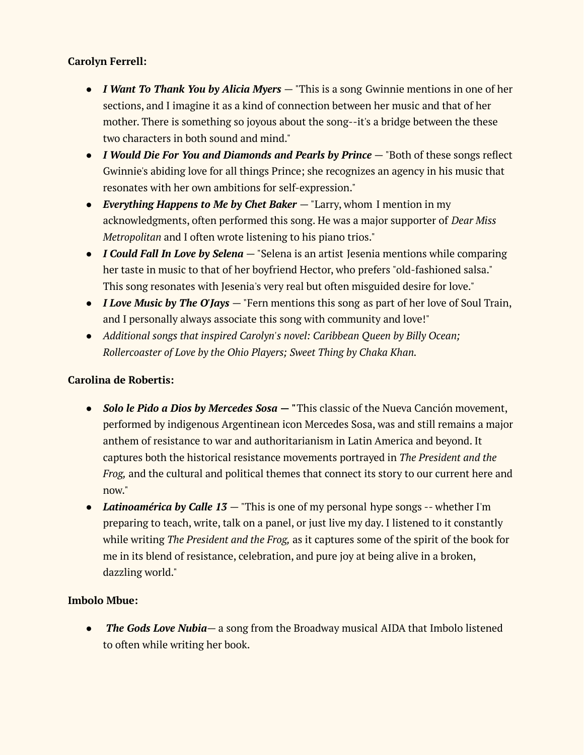**Carolyn Ferrell:**

- ***I Want To Thank You by Alicia Myers*** — "This is a song Gwinnie mentions in one of her sections, and I imagine it as a kind of connection between her music and that of her mother. There is something so joyous about the song--it's a bridge between the these two characters in both sound and mind."
- ***I Would Die For You and Diamonds and Pearls by Prince*** — "Both of these songs reflect Gwinnie's abiding love for all things Prince; she recognizes an agency in his music that resonates with her own ambitions for self-expression."
- ***Everything Happens to Me by Chet Baker*** — "Larry, whom I mention in my acknowledgments, often performed this song. He was a major supporter of *Dear Miss Metropolitan* and I often wrote listening to his piano trios."
- ***I Could Fall In Love by Selena*** — "Selena is an artist Jesenia mentions while comparing her taste in music to that of her boyfriend Hector, who prefers "old-fashioned salsa." This song resonates with Jesenia's very real but often misguided desire for love."
- ***I Love Music by The O'Jays*** — "Fern mentions this song as part of her love of Soul Train, and I personally always associate this song with community and love!"
- *Additional songs that inspired Carolyn's novel: Caribbean Queen by Billy Ocean; Rollercoaster of Love by the Ohio Players; Sweet Thing by Chaka Khan.*

**Carolina de Robertis:**

- ***Solo le Pido a Dios by Mercedes Sosa — "***This classic of the Nueva Canción movement, performed by indigenous Argentinean icon Mercedes Sosa, was and still remains a major anthem of resistance to war and authoritarianism in Latin America and beyond. It captures both the historical resistance movements portrayed in *The President and the Frog,* and the cultural and political themes that connect its story to our current here and now."
- ***Latinoamérica by Calle 13*** — "This is one of my personal hype songs -- whether I'm preparing to teach, write, talk on a panel, or just live my day. I listened to it constantly while writing *The President and the Frog,* as it captures some of the spirit of the book for me in its blend of resistance, celebration, and pure joy at being alive in a broken, dazzling world."

**Imbolo Mbue:**

- ***The Gods Love Nubia***— a song from the Broadway musical AIDA that Imbolo listened to often while writing her book.